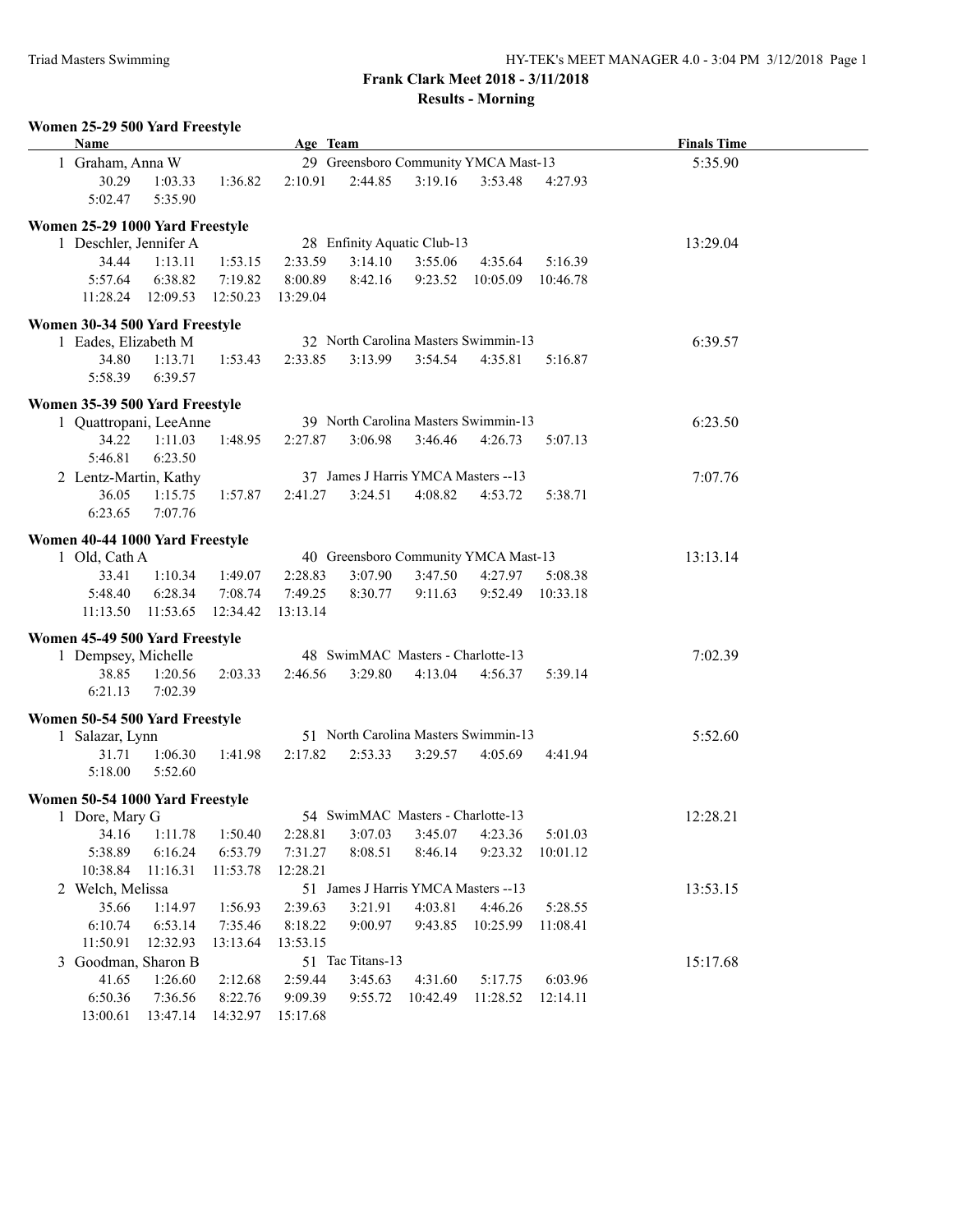## Frank Clark Meet 2018 - 3/11/2018

### Results - Morning

#### Women 25-29 500 Yard Freestyle

| Name | Age | Team | Finals Time |
|---|---|---|---|
| 1 Graham, Anna W | 29 | Greensboro Community YMCA Mast-13 | 5:35.90 |

30.29 1:03.33 1:36.82 2:10.91 2:44.85 3:19.16 3:53.48 4:27.93
5:02.47 5:35.90

#### Women 25-29 1000 Yard Freestyle

| Name | Age | Team | Finals Time |
|---|---|---|---|
| 1 Deschler, Jennifer A | 28 | Enfinity Aquatic Club-13 | 13:29.04 |

34.44 1:13.11 1:53.15 2:33.59 3:14.10 3:55.06 4:35.64 5:16.39
5:57.64 6:38.82 7:19.82 8:00.89 8:42.16 9:23.52 10:05.09 10:46.78
11:28.24 12:09.53 12:50.23 13:29.04

#### Women 30-34 500 Yard Freestyle

| Name | Age | Team | Finals Time |
|---|---|---|---|
| 1 Eades, Elizabeth M | 32 | North Carolina Masters Swimmin-13 | 6:39.57 |

34.80 1:13.71 1:53.43 2:33.85 3:13.99 3:54.54 4:35.81 5:16.87
5:58.39 6:39.57

#### Women 35-39 500 Yard Freestyle

| Name | Age | Team | Finals Time |
|---|---|---|---|
| 1 Quattropani, LeeAnne | 39 | North Carolina Masters Swimmin-13 | 6:23.50 |

34.22 1:11.03 1:48.95 2:27.87 3:06.98 3:46.46 4:26.73 5:07.13
5:46.81 6:23.50

| Name | Age | Team | Finals Time |
|---|---|---|---|
| 2 Lentz-Martin, Kathy | 37 | James J Harris YMCA Masters --13 | 7:07.76 |

36.05 1:15.75 1:57.87 2:41.27 3:24.51 4:08.82 4:53.72 5:38.71
6:23.65 7:07.76

#### Women 40-44 1000 Yard Freestyle

| Name | Age | Team | Finals Time |
|---|---|---|---|
| 1 Old, Cath A | 40 | Greensboro Community YMCA Mast-13 | 13:13.14 |

33.41 1:10.34 1:49.07 2:28.83 3:07.90 3:47.50 4:27.97 5:08.38
5:48.40 6:28.34 7:08.74 7:49.25 8:30.77 9:11.63 9:52.49 10:33.18
11:13.50 11:53.65 12:34.42 13:13.14

#### Women 45-49 500 Yard Freestyle

| Name | Age | Team | Finals Time |
|---|---|---|---|
| 1 Dempsey, Michelle | 48 | SwimMAC Masters - Charlotte-13 | 7:02.39 |

38.85 1:20.56 2:03.33 2:46.56 3:29.80 4:13.04 4:56.37 5:39.14
6:21.13 7:02.39

#### Women 50-54 500 Yard Freestyle

| Name | Age | Team | Finals Time |
|---|---|---|---|
| 1 Salazar, Lynn | 51 | North Carolina Masters Swimmin-13 | 5:52.60 |

31.71 1:06.30 1:41.98 2:17.82 2:53.33 3:29.57 4:05.69 4:41.94
5:18.00 5:52.60

#### Women 50-54 1000 Yard Freestyle

| Name | Age | Team | Finals Time |
|---|---|---|---|
| 1 Dore, Mary G | 54 | SwimMAC Masters - Charlotte-13 | 12:28.21 |

34.16 1:11.78 1:50.40 2:28.81 3:07.03 3:45.07 4:23.36 5:01.03
5:38.89 6:16.24 6:53.79 7:31.27 8:08.51 8:46.14 9:23.32 10:01.12
10:38.84 11:16.31 11:53.78 12:28.21

| Name | Age | Team | Finals Time |
|---|---|---|---|
| 2 Welch, Melissa | 51 | James J Harris YMCA Masters --13 | 13:53.15 |

35.66 1:14.97 1:56.93 2:39.63 3:21.91 4:03.81 4:46.26 5:28.55
6:10.74 6:53.14 7:35.46 8:18.22 9:00.97 9:43.85 10:25.99 11:08.41
11:50.91 12:32.93 13:13.64 13:53.15

| Name | Age | Team | Finals Time |
|---|---|---|---|
| 3 Goodman, Sharon B | 51 | Tac Titans-13 | 15:17.68 |

41.65 1:26.60 2:12.68 2:59.44 3:45.63 4:31.60 5:17.75 6:03.96
6:50.36 7:36.56 8:22.76 9:09.39 9:55.72 10:42.49 11:28.52 12:14.11
13:00.61 13:47.14 14:32.97 15:17.68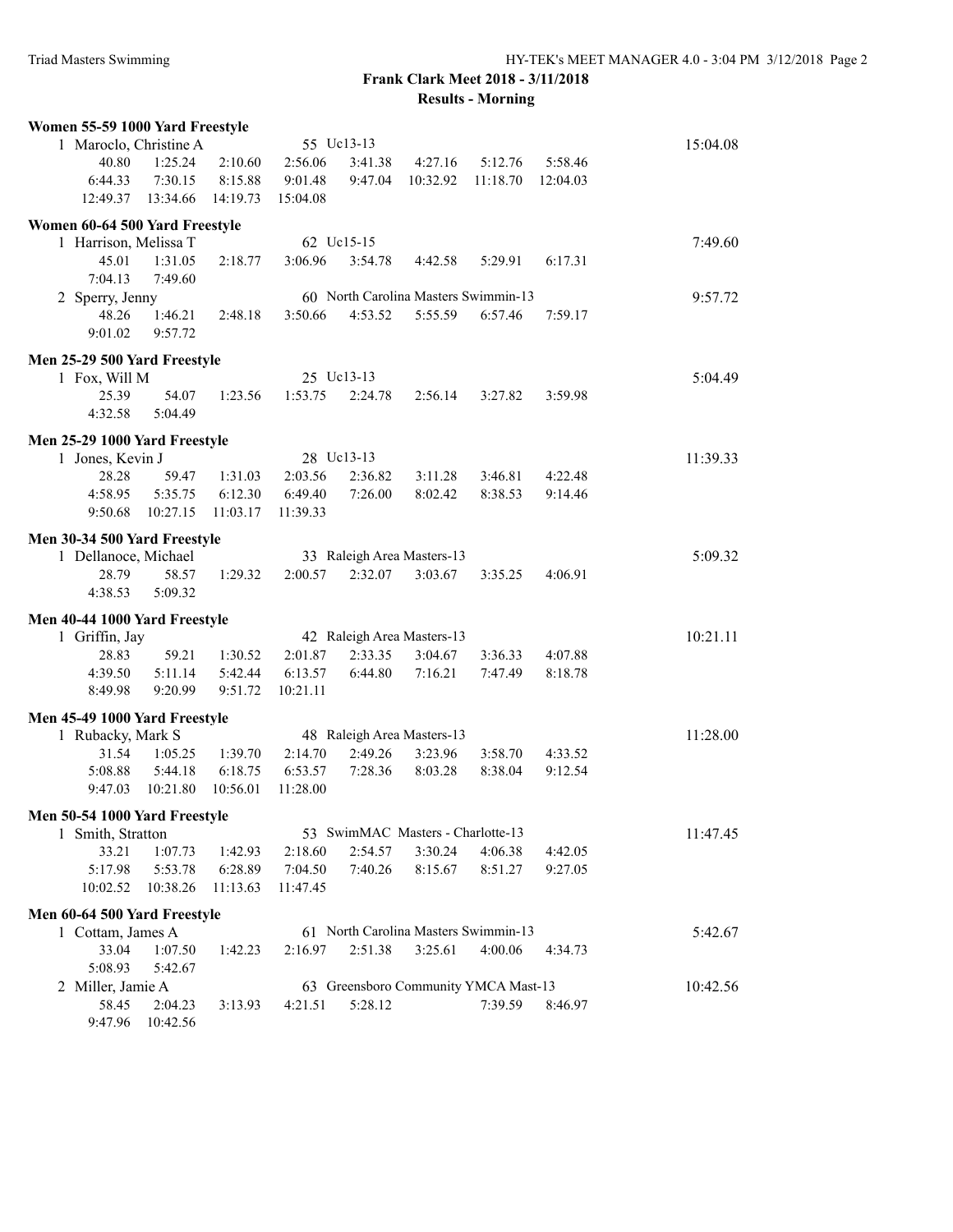**Frank Clark Meet 2018 - 3/11/2018**

**Results - Morning**

### Women 55-59 1000 Yard Freestyle

1 Maroclo, Christine A — 55 Uc13-13 — 15:04.08

| | | | | | | | |
|---|---|---|---|---|---|---|---|
| 40.80 | 1:25.24 | 2:10.60 | 2:56.06 | 3:41.38 | 4:27.16 | 5:12.76 | 5:58.46 |
| 6:44.33 | 7:30.15 | 8:15.88 | 9:01.48 | 9:47.04 | 10:32.92 | 11:18.70 | 12:04.03 |
| 12:49.37 | 13:34.66 | 14:19.73 | 15:04.08 | | | | |

### Women 60-64 500 Yard Freestyle

1 Harrison, Melissa T — 62 Uc15-15 — 7:49.60

| | | | | | | | |
|---|---|---|---|---|---|---|---|
| 45.01 | 1:31.05 | 2:18.77 | 3:06.96 | 3:54.78 | 4:42.58 | 5:29.91 | 6:17.31 |
| 7:04.13 | 7:49.60 | | | | | | |

2 Sperry, Jenny — 60 North Carolina Masters Swimmin-13 — 9:57.72

| | | | | | | | |
|---|---|---|---|---|---|---|---|
| 48.26 | 1:46.21 | 2:48.18 | 3:50.66 | 4:53.52 | 5:55.59 | 6:57.46 | 7:59.17 |
| 9:01.02 | 9:57.72 | | | | | | |

### Men 25-29 500 Yard Freestyle

1 Fox, Will M — 25 Uc13-13 — 5:04.49

| | | | | | | | |
|---|---|---|---|---|---|---|---|
| 25.39 | 54.07 | 1:23.56 | 1:53.75 | 2:24.78 | 2:56.14 | 3:27.82 | 3:59.98 |
| 4:32.58 | 5:04.49 | | | | | | |

### Men 25-29 1000 Yard Freestyle

1 Jones, Kevin J — 28 Uc13-13 — 11:39.33

| | | | | | | | |
|---|---|---|---|---|---|---|---|
| 28.28 | 59.47 | 1:31.03 | 2:03.56 | 2:36.82 | 3:11.28 | 3:46.81 | 4:22.48 |
| 4:58.95 | 5:35.75 | 6:12.30 | 6:49.40 | 7:26.00 | 8:02.42 | 8:38.53 | 9:14.46 |
| 9:50.68 | 10:27.15 | 11:03.17 | 11:39.33 | | | | |

### Men 30-34 500 Yard Freestyle

1 Dellanoce, Michael — 33 Raleigh Area Masters-13 — 5:09.32

| | | | | | | | |
|---|---|---|---|---|---|---|---|
| 28.79 | 58.57 | 1:29.32 | 2:00.57 | 2:32.07 | 3:03.67 | 3:35.25 | 4:06.91 |
| 4:38.53 | 5:09.32 | | | | | | |

### Men 40-44 1000 Yard Freestyle

1 Griffin, Jay — 42 Raleigh Area Masters-13 — 10:21.11

| | | | | | | | |
|---|---|---|---|---|---|---|---|
| 28.83 | 59.21 | 1:30.52 | 2:01.87 | 2:33.35 | 3:04.67 | 3:36.33 | 4:07.88 |
| 4:39.50 | 5:11.14 | 5:42.44 | 6:13.57 | 6:44.80 | 7:16.21 | 7:47.49 | 8:18.78 |
| 8:49.98 | 9:20.99 | 9:51.72 | 10:21.11 | | | | |

### Men 45-49 1000 Yard Freestyle

1 Rubacky, Mark S — 48 Raleigh Area Masters-13 — 11:28.00

| | | | | | | | |
|---|---|---|---|---|---|---|---|
| 31.54 | 1:05.25 | 1:39.70 | 2:14.70 | 2:49.26 | 3:23.96 | 3:58.70 | 4:33.52 |
| 5:08.88 | 5:44.18 | 6:18.75 | 6:53.57 | 7:28.36 | 8:03.28 | 8:38.04 | 9:12.54 |
| 9:47.03 | 10:21.80 | 10:56.01 | 11:28.00 | | | | |

### Men 50-54 1000 Yard Freestyle

1 Smith, Stratton — 53 SwimMAC Masters - Charlotte-13 — 11:47.45

| | | | | | | | |
|---|---|---|---|---|---|---|---|
| 33.21 | 1:07.73 | 1:42.93 | 2:18.60 | 2:54.57 | 3:30.24 | 4:06.38 | 4:42.05 |
| 5:17.98 | 5:53.78 | 6:28.89 | 7:04.50 | 7:40.26 | 8:15.67 | 8:51.27 | 9:27.05 |
| 10:02.52 | 10:38.26 | 11:13.63 | 11:47.45 | | | | |

### Men 60-64 500 Yard Freestyle

1 Cottam, James A — 61 North Carolina Masters Swimmin-13 — 5:42.67

| | | | | | | | |
|---|---|---|---|---|---|---|---|
| 33.04 | 1:07.50 | 1:42.23 | 2:16.97 | 2:51.38 | 3:25.61 | 4:00.06 | 4:34.73 |
| 5:08.93 | 5:42.67 | | | | | | |

2 Miller, Jamie A — 63 Greensboro Community YMCA Mast-13 — 10:42.56

| | | | | | | | |
|---|---|---|---|---|---|---|---|
| 58.45 | 2:04.23 | 3:13.93 | 4:21.51 | 5:28.12 | | 7:39.59 | 8:46.97 |
| 9:47.96 | 10:42.56 | | | | | | |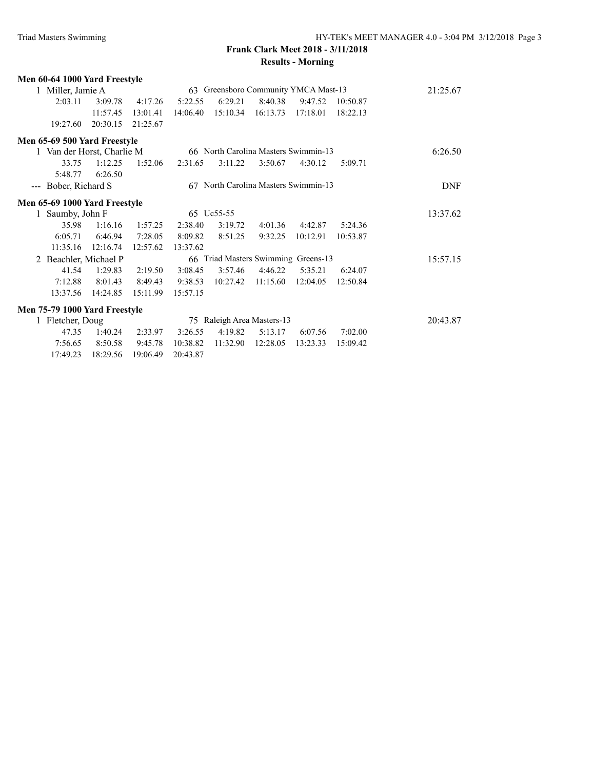**Frank Clark Meet 2018 - 3/11/2018**

**Results - Morning**

### Men 60-64 1000 Yard Freestyle

1 Miller, Jamie A — 63 Greensboro Community YMCA Mast-13 — 21:25.67

| | | | | | | | |
|---|---|---|---|---|---|---|---|
| 2:03.11 | 3:09.78 | 4:17.26 | 5:22.55 | 6:29.21 | 8:40.38 | 9:47.52 | 10:50.87 |
| | 11:57.45 | 13:01.41 | 14:06.40 | 15:10.34 | 16:13.73 | 17:18.01 | 18:22.13 |
| 19:27.60 | 20:30.15 | 21:25.67 | | | | | |

### Men 65-69 500 Yard Freestyle

1 Van der Horst, Charlie M — 66 North Carolina Masters Swimmin-13 — 6:26.50

| | | | | | | | |
|---|---|---|---|---|---|---|---|
| 33.75 | 1:12.25 | 1:52.06 | 2:31.65 | 3:11.22 | 3:50.67 | 4:30.12 | 5:09.71 |
| 5:48.77 | 6:26.50 | | | | | | |

--- Bober, Richard S — 67 North Carolina Masters Swimmin-13 — DNF

### Men 65-69 1000 Yard Freestyle

1 Saumby, John F — 65 Uc55-55 — 13:37.62

| | | | | | | | |
|---|---|---|---|---|---|---|---|
| 35.98 | 1:16.16 | 1:57.25 | 2:38.40 | 3:19.72 | 4:01.36 | 4:42.87 | 5:24.36 |
| 6:05.71 | 6:46.94 | 7:28.05 | 8:09.82 | 8:51.25 | 9:32.25 | 10:12.91 | 10:53.87 |
| 11:35.16 | 12:16.74 | 12:57.62 | 13:37.62 | | | | |

2 Beachler, Michael P — 66 Triad Masters Swimming Greens-13 — 15:57.15

| | | | | | | | |
|---|---|---|---|---|---|---|---|
| 41.54 | 1:29.83 | 2:19.50 | 3:08.45 | 3:57.46 | 4:46.22 | 5:35.21 | 6:24.07 |
| 7:12.88 | 8:01.43 | 8:49.43 | 9:38.53 | 10:27.42 | 11:15.60 | 12:04.05 | 12:50.84 |
| 13:37.56 | 14:24.85 | 15:11.99 | 15:57.15 | | | | |

### Men 75-79 1000 Yard Freestyle

1 Fletcher, Doug — 75 Raleigh Area Masters-13 — 20:43.87

| | | | | | | | |
|---|---|---|---|---|---|---|---|
| 47.35 | 1:40.24 | 2:33.97 | 3:26.55 | 4:19.82 | 5:13.17 | 6:07.56 | 7:02.00 |
| 7:56.65 | 8:50.58 | 9:45.78 | 10:38.82 | 11:32.90 | 12:28.05 | 13:23.33 | 15:09.42 |
| 17:49.23 | 18:29.56 | 19:06.49 | 20:43.87 | | | | |